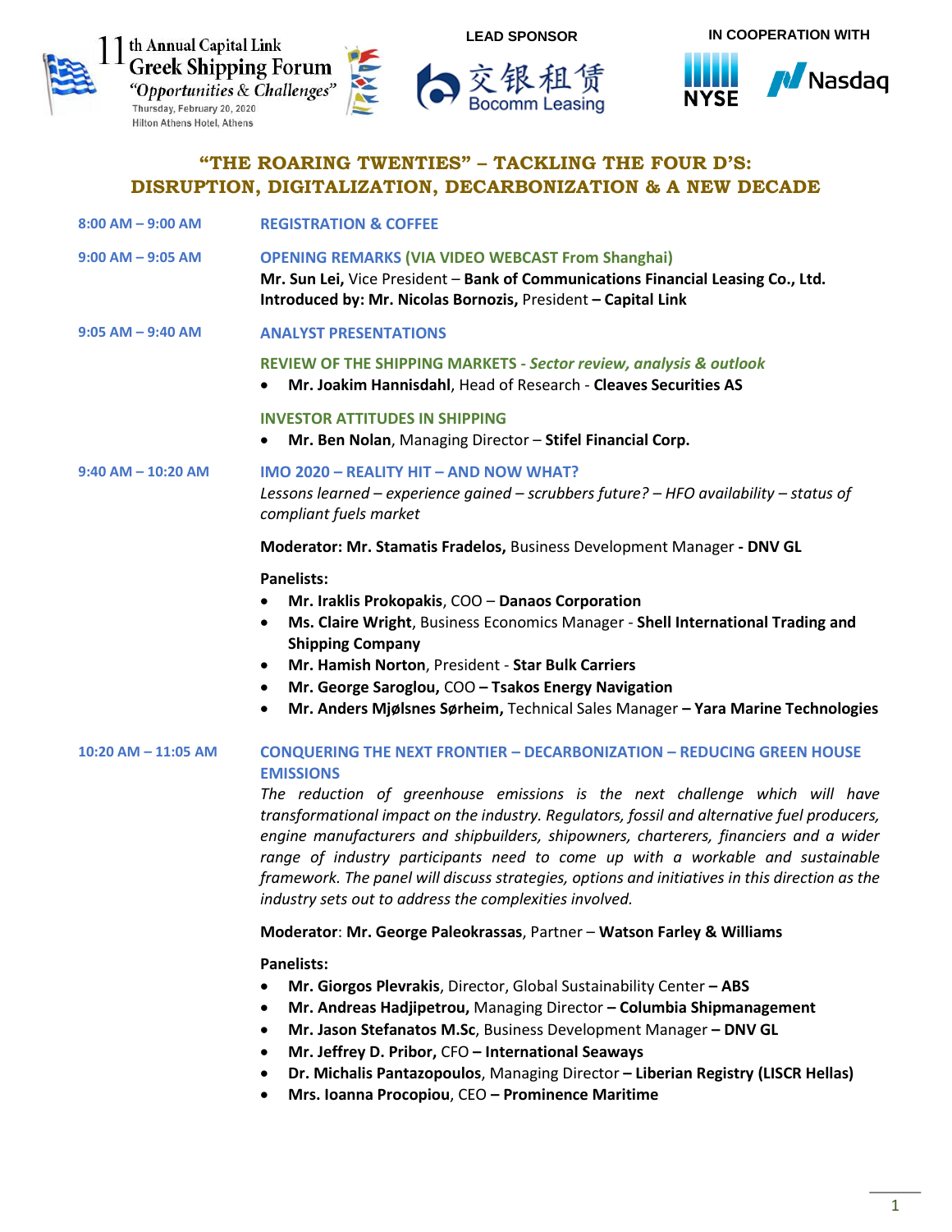11th Annual Capital Link Greek Shipping Forum
*"Opportunities & Challenges"*
Thursday, February 20, 2020
Hilton Athens Hotel, Athens

LEAD SPONSOR
交银租赁 Bocomm Leasing

IN COOPERATION WITH
NYSE Nasdaq

# "THE ROARING TWENTIES" – TACKLING THE FOUR D'S: DISRUPTION, DIGITALIZATION, DECARBONIZATION & A NEW DECADE

**8:00 AM – 9:00 AM** REGISTRATION & COFFEE

**9:00 AM – 9:05 AM** OPENING REMARKS (VIA VIDEO WEBCAST From Shanghai)
**Mr. Sun Lei,** Vice President – **Bank of Communications Financial Leasing Co., Ltd.**
**Introduced by: Mr. Nicolas Bornozis,** President – **Capital Link**

**9:05 AM – 9:40 AM** ANALYST PRESENTATIONS

REVIEW OF THE SHIPPING MARKETS - *Sector review, analysis & outlook*
- **Mr. Joakim Hannisdahl**, Head of Research - **Cleaves Securities AS**

INVESTOR ATTITUDES IN SHIPPING
- **Mr. Ben Nolan**, Managing Director – **Stifel Financial Corp.**

**9:40 AM – 10:20 AM** IMO 2020 – REALITY HIT – AND NOW WHAT?
*Lessons learned – experience gained – scrubbers future? – HFO availability – status of compliant fuels market*

**Moderator: Mr. Stamatis Fradelos,** Business Development Manager **- DNV GL**

**Panelists:**
- **Mr. Iraklis Prokopakis**, COO – **Danaos Corporation**
- **Ms. Claire Wright**, Business Economics Manager - **Shell International Trading and Shipping Company**
- **Mr. Hamish Norton**, President - **Star Bulk Carriers**
- **Mr. George Saroglou,** COO **– Tsakos Energy Navigation**
- **Mr. Anders Mjølsnes Sørheim,** Technical Sales Manager **– Yara Marine Technologies**

**10:20 AM – 11:05 AM** CONQUERING THE NEXT FRONTIER – DECARBONIZATION – REDUCING GREEN HOUSE EMISSIONS
*The reduction of greenhouse emissions is the next challenge which will have transformational impact on the industry. Regulators, fossil and alternative fuel producers, engine manufacturers and shipbuilders, shipowners, charterers, financiers and a wider range of industry participants need to come up with a workable and sustainable framework. The panel will discuss strategies, options and initiatives in this direction as the industry sets out to address the complexities involved.*

**Moderator**: **Mr. George Paleokrassas**, Partner – **Watson Farley & Williams**

**Panelists:**
- **Mr. Giorgos Plevrakis**, Director, Global Sustainability Center **– ABS**
- **Mr. Andreas Hadjipetrou,** Managing Director **– Columbia Shipmanagement**
- **Mr. Jason Stefanatos M.Sc**, Business Development Manager **– DNV GL**
- **Mr. Jeffrey D. Pribor,** CFO **– International Seaways**
- **Dr. Michalis Pantazopoulos**, Managing Director **– Liberian Registry (LISCR Hellas)**
- **Mrs. Ioanna Procopiou**, CEO **– Prominence Maritime**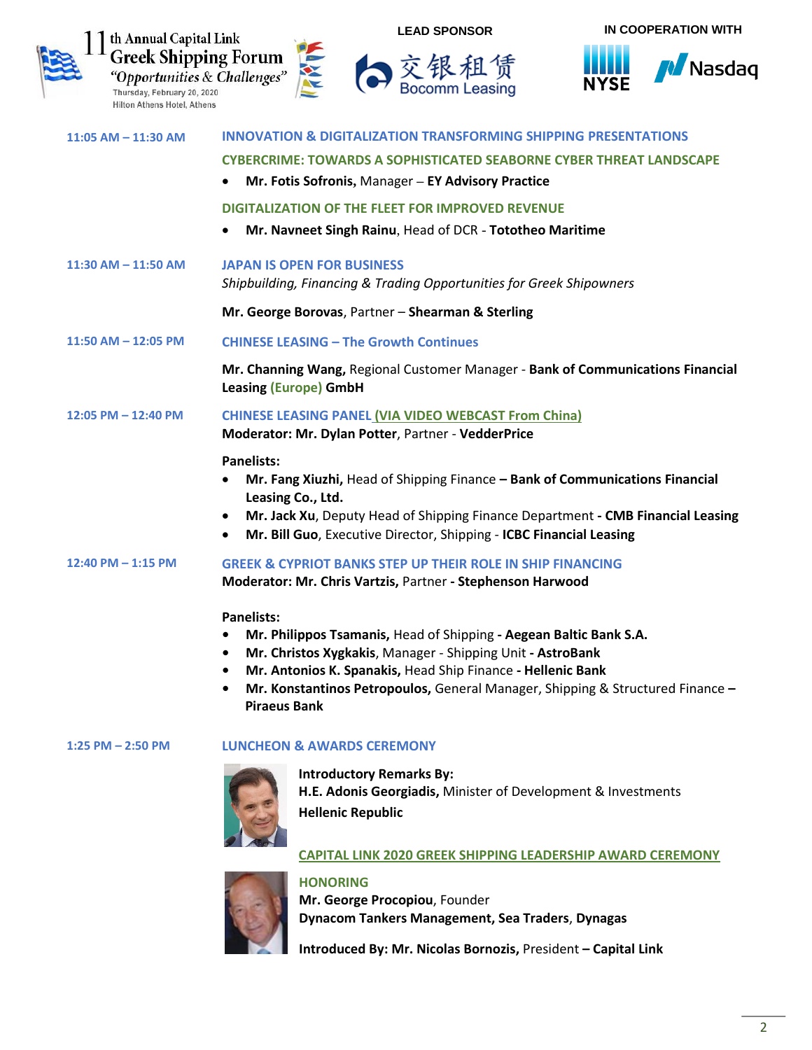11th Annual Capital Link Greek Shipping Forum "Opportunities & Challenges"
Thursday, February 20, 2020
Hilton Athens Hotel, Athens

LEAD SPONSOR
交银租赁 Bocomm Leasing

IN COOPERATION WITH
NYSE Nasdaq

**11:05 AM – 11:30 AM**

**INNOVATION & DIGITALIZATION TRANSFORMING SHIPPING PRESENTATIONS**

**CYBERCRIME: TOWARDS A SOPHISTICATED SEABORNE CYBER THREAT LANDSCAPE**
- **Mr. Fotis Sofronis,** Manager – **EY Advisory Practice**

**DIGITALIZATION OF THE FLEET FOR IMPROVED REVENUE**
- **Mr. Navneet Singh Rainu**, Head of DCR - **Tototheo Maritime**

**11:30 AM – 11:50 AM**

**JAPAN IS OPEN FOR BUSINESS**
*Shipbuilding, Financing & Trading Opportunities for Greek Shipowners*

**Mr. George Borovas**, Partner – **Shearman & Sterling**

**11:50 AM – 12:05 PM**

**CHINESE LEASING – The Growth Continues**

**Mr. Channing Wang,** Regional Customer Manager - **Bank of Communications Financial Leasing (Europe) GmbH**

**12:05 PM – 12:40 PM**

**CHINESE LEASING PANEL (VIA VIDEO WEBCAST From China)**
**Moderator: Mr. Dylan Potter**, Partner - **VedderPrice**

**Panelists:**
- **Mr. Fang Xiuzhi,** Head of Shipping Finance **– Bank of Communications Financial Leasing Co., Ltd.**
- **Mr. Jack Xu**, Deputy Head of Shipping Finance Department **- CMB Financial Leasing**
- **Mr. Bill Guo**, Executive Director, Shipping - **ICBC Financial Leasing**

**12:40 PM – 1:15 PM**

**GREEK & CYPRIOT BANKS STEP UP THEIR ROLE IN SHIP FINANCING**
**Moderator: Mr. Chris Vartzis,** Partner **- Stephenson Harwood**

**Panelists:**
- **Mr. Philippos Tsamanis,** Head of Shipping **- Aegean Baltic Bank S.A.**
- **Mr. Christos Xygkakis**, Manager - Shipping Unit **- AstroBank**
- **Mr. Antonios K. Spanakis,** Head Ship Finance **- Hellenic Bank**
- **Mr. Konstantinos Petropoulos,** General Manager, Shipping & Structured Finance **– Piraeus Bank**

**1:25 PM – 2:50 PM**

**LUNCHEON & AWARDS CEREMONY**

**Introductory Remarks By:**
**H.E. Adonis Georgiadis,** Minister of Development & Investments
**Hellenic Republic**

**CAPITAL LINK 2020 GREEK SHIPPING LEADERSHIP AWARD CEREMONY**

**HONORING**
**Mr. George Procopiou**, Founder
**Dynacom Tankers Management, Sea Traders**, **Dynagas**

**Introduced By: Mr. Nicolas Bornozis,** President **– Capital Link**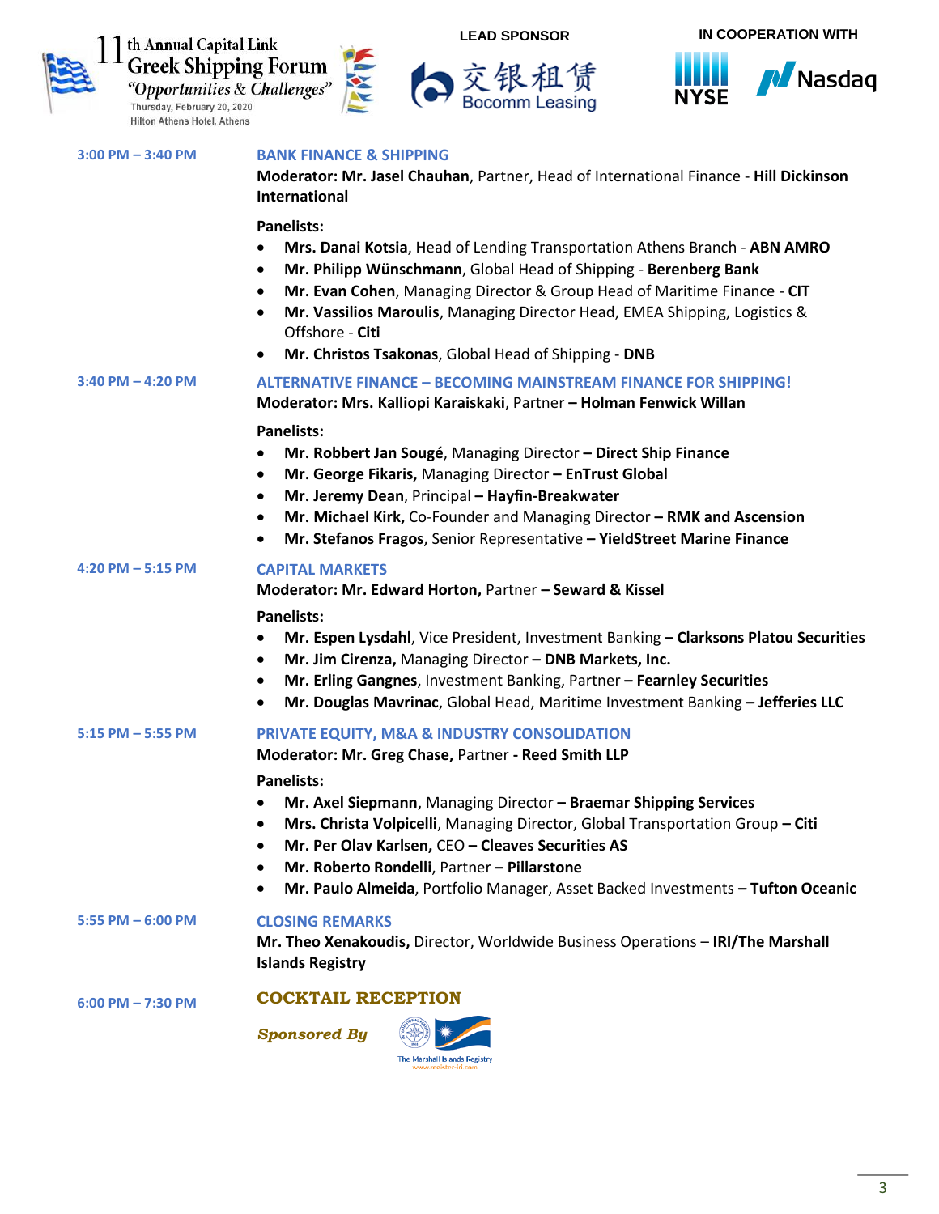11th Annual Capital Link Greek Shipping Forum
*"Opportunities & Challenges"*
Thursday, February 20, 2020
Hilton Athens Hotel, Athens

LEAD SPONSOR

交银租赁 Bocomm Leasing

IN COOPERATION WITH

NYSE Nasdaq

**3:00 PM – 3:40 PM**

## BANK FINANCE & SHIPPING

**Moderator: Mr. Jasel Chauhan**, Partner, Head of International Finance - **Hill Dickinson International**

**Panelists:**

- **Mrs. Danai Kotsia**, Head of Lending Transportation Athens Branch - **ABN AMRO**
- **Mr. Philipp Wünschmann**, Global Head of Shipping - **Berenberg Bank**
- **Mr. Evan Cohen**, Managing Director & Group Head of Maritime Finance - **CIT**
- **Mr. Vassilios Maroulis**, Managing Director Head, EMEA Shipping, Logistics & Offshore - **Citi**
- **Mr. Christos Tsakonas**, Global Head of Shipping - **DNB**

**3:40 PM – 4:20 PM**

## ALTERNATIVE FINANCE – BECOMING MAINSTREAM FINANCE FOR SHIPPING!

**Moderator: Mrs. Kalliopi Karaiskaki**, Partner **– Holman Fenwick Willan**

**Panelists:**

- **Mr. Robbert Jan Sougé**, Managing Director **– Direct Ship Finance**
- **Mr. George Fikaris,** Managing Director **– EnTrust Global**
- **Mr. Jeremy Dean**, Principal **– Hayfin-Breakwater**
- **Mr. Michael Kirk,** Co-Founder and Managing Director **– RMK and Ascension**
- **Mr. Stefanos Fragos**, Senior Representative **– YieldStreet Marine Finance**

**4:20 PM – 5:15 PM**

## CAPITAL MARKETS

**Moderator: Mr. Edward Horton,** Partner **– Seward & Kissel**

**Panelists:**

- **Mr. Espen Lysdahl**, Vice President, Investment Banking **– Clarksons Platou Securities**
- **Mr. Jim Cirenza,** Managing Director **– DNB Markets, Inc.**
- **Mr. Erling Gangnes**, Investment Banking, Partner **– Fearnley Securities**
- **Mr. Douglas Mavrinac**, Global Head, Maritime Investment Banking **– Jefferies LLC**

**5:15 PM – 5:55 PM**

## PRIVATE EQUITY, M&A & INDUSTRY CONSOLIDATION

**Moderator: Mr. Greg Chase,** Partner **- Reed Smith LLP**

**Panelists:**

- **Mr. Axel Siepmann**, Managing Director **– Braemar Shipping Services**
- **Mrs. Christa Volpicelli**, Managing Director, Global Transportation Group **– Citi**
- **Mr. Per Olav Karlsen,** CEO **– Cleaves Securities AS**
- **Mr. Roberto Rondelli**, Partner **– Pillarstone**
- **Mr. Paulo Almeida**, Portfolio Manager, Asset Backed Investments **– Tufton Oceanic**

**5:55 PM – 6:00 PM**

## CLOSING REMARKS

**Mr. Theo Xenakoudis,** Director, Worldwide Business Operations – **IRI/The Marshall Islands Registry**

**6:00 PM – 7:30 PM**

## COCKTAIL RECEPTION

***Sponsored By***

The Marshall Islands Registry
www.register-iri.com